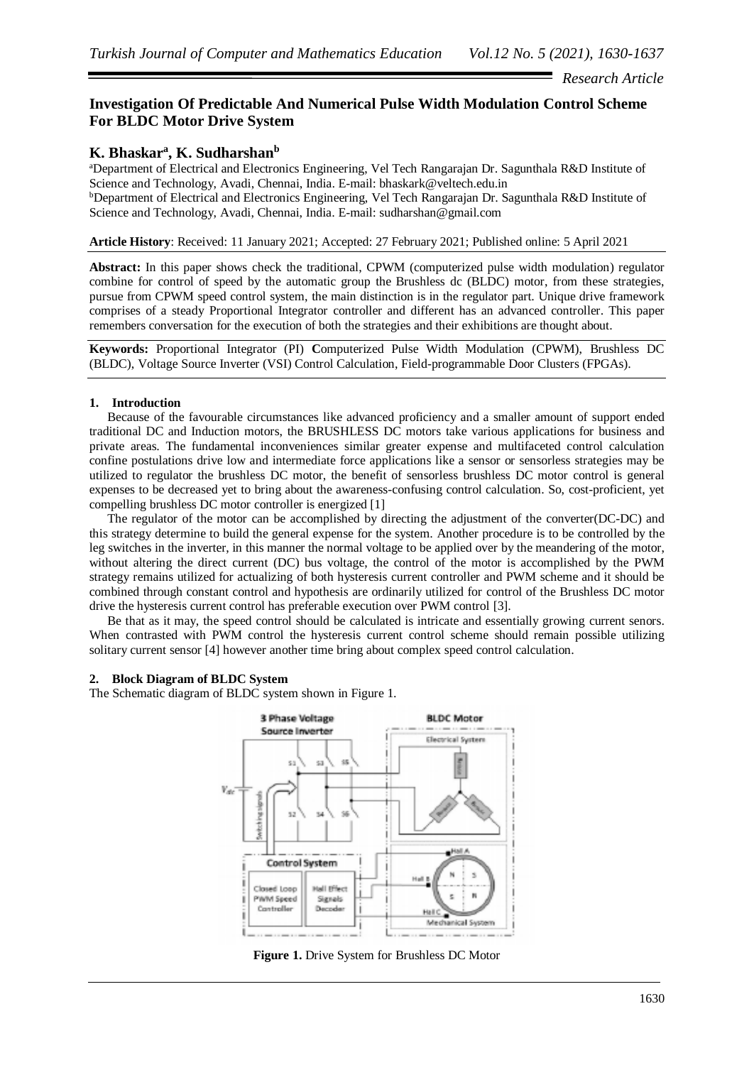*Research Article*

# Investigation Of Predictable And Numerical Pulse Width Modulation Control Scheme For BLDC Motor Drive System

**K. Bhaskar[a], K. Sudharshan[b]**

[a]Department of Electrical and Electronics Engineering, Vel Tech Rangarajan Dr. Sagunthala R&D Institute of Science and Technology, Avadi, Chennai, India. E-mail: bhaskark@veltech.edu.in

[b]Department of Electrical and Electronics Engineering, Vel Tech Rangarajan Dr. Sagunthala R&D Institute of Science and Technology, Avadi, Chennai, India. E-mail: sudharshan@gmail.com

**Article History**: Received: 11 January 2021; Accepted: 27 February 2021; Published online: 5 April 2021

**Abstract:** In this paper shows check the traditional, CPWM (computerized pulse width modulation) regulator combine for control of speed by the automatic group the Brushless dc (BLDC) motor, from these strategies, pursue from CPWM speed control system, the main distinction is in the regulator part. Unique drive framework comprises of a steady Proportional Integrator controller and different has an advanced controller. This paper remembers conversation for the execution of both the strategies and their exhibitions are thought about.

**Keywords:** Proportional Integrator (PI) **C**omputerized Pulse Width Modulation (CPWM), Brushless DC (BLDC), Voltage Source Inverter (VSI) Control Calculation, Field-programmable Door Clusters (FPGAs).

## 1. Introduction

Because of the favourable circumstances like advanced proficiency and a smaller amount of support ended traditional DC and Induction motors, the BRUSHLESS DC motors take various applications for business and private areas. The fundamental inconveniences similar greater expense and multifaceted control calculation confine postulations drive low and intermediate force applications like a sensor or sensorless strategies may be utilized to regulator the brushless DC motor, the benefit of sensorless brushless DC motor control is general expenses to be decreased yet to bring about the awareness-confusing control calculation. So, cost-proficient, yet compelling brushless DC motor controller is energized [1]

The regulator of the motor can be accomplished by directing the adjustment of the converter(DC-DC) and this strategy determine to build the general expense for the system. Another procedure is to be controlled by the leg switches in the inverter, in this manner the normal voltage to be applied over by the meandering of the motor, without altering the direct current (DC) bus voltage, the control of the motor is accomplished by the PWM strategy remains utilized for actualizing of both hysteresis current controller and PWM scheme and it should be combined through constant control and hypothesis are ordinarily utilized for control of the Brushless DC motor drive the hysteresis current control has preferable execution over PWM control [3].

Be that as it may, the speed control should be calculated is intricate and essentially growing current senors. When contrasted with PWM control the hysteresis current control scheme should remain possible utilizing solitary current sensor [4] however another time bring about complex speed control calculation.

## 2. Block Diagram of BLDC System

The Schematic diagram of BLDC system shown in Figure 1.

**Figure 1.** Drive System for Brushless DC Motor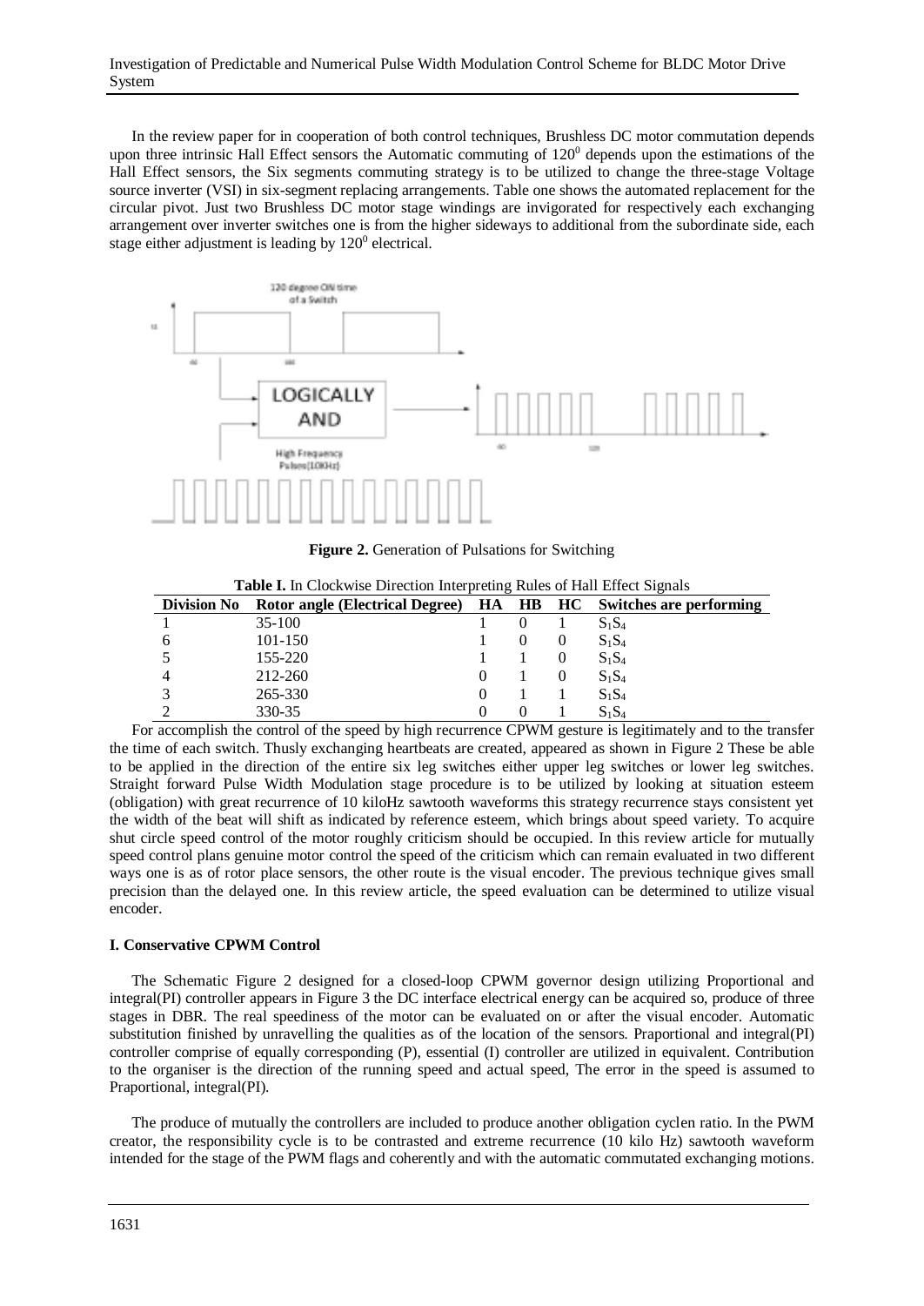In the review paper for in cooperation of both control techniques, Brushless DC motor commutation depends upon three intrinsic Hall Effect sensors the Automatic commuting of $120^0$ depends upon the estimations of the Hall Effect sensors, the Six segments commuting strategy is to be utilized to change the three-stage Voltage source inverter (VSI) in six-segment replacing arrangements. Table one shows the automated replacement for the circular pivot. Just two Brushless DC motor stage windings are invigorated for respectively each exchanging arrangement over inverter switches one is from the higher sideways to additional from the subordinate side, each stage either adjustment is leading by $120^0$ electrical.

**Figure 2.** Generation of Pulsations for Switching

**Table I.** In Clockwise Direction Interpreting Rules of Hall Effect Signals

| Division No | Rotor angle (Electrical Degree) | HA | HB | HC | Switches are performing |
|---|---|---|---|---|---|
| 1 | 35-100 | 1 | 0 | 1 | $S_1S_4$ |
| 6 | 101-150 | 1 | 0 | 0 | $S_1S_4$ |
| 5 | 155-220 | 1 | 1 | 0 | $S_1S_4$ |
| 4 | 212-260 | 0 | 1 | 0 | $S_1S_4$ |
| 3 | 265-330 | 0 | 1 | 1 | $S_1S_4$ |
| 2 | 330-35 | 0 | 0 | 1 | $S_1S_4$ |

For accomplish the control of the speed by high recurrence CPWM gesture is legitimately and to the transfer the time of each switch. Thusly exchanging heartbeats are created, appeared as shown in Figure 2 These be able to be applied in the direction of the entire six leg switches either upper leg switches or lower leg switches. Straight forward Pulse Width Modulation stage procedure is to be utilized by looking at situation esteem (obligation) with great recurrence of 10 kiloHz sawtooth waveforms this strategy recurrence stays consistent yet the width of the beat will shift as indicated by reference esteem, which brings about speed variety. To acquire shut circle speed control of the motor roughly criticism should be occupied. In this review article for mutually speed control plans genuine motor control the speed of the criticism which can remain evaluated in two different ways one is as of rotor place sensors, the other route is the visual encoder. The previous technique gives small precision than the delayed one. In this review article, the speed evaluation can be determined to utilize visual encoder.

**I. Conservative CPWM Control**

The Schematic Figure 2 designed for a closed-loop CPWM governor design utilizing Proportional and integral(PI) controller appears in Figure 3 the DC interface electrical energy can be acquired so, produce of three stages in DBR. The real speediness of the motor can be evaluated on or after the visual encoder. Automatic substitution finished by unravelling the qualities as of the location of the sensors. Praportional and integral(PI) controller comprise of equally corresponding (P), essential (I) controller are utilized in equivalent. Contribution to the organiser is the direction of the running speed and actual speed, The error in the speed is assumed to Praportional, integral(PI).

The produce of mutually the controllers are included to produce another obligation cyclen ratio. In the PWM creator, the responsibility cycle is to be contrasted and extreme recurrence (10 kilo Hz) sawtooth waveform intended for the stage of the PWM flags and coherently and with the automatic commutated exchanging motions.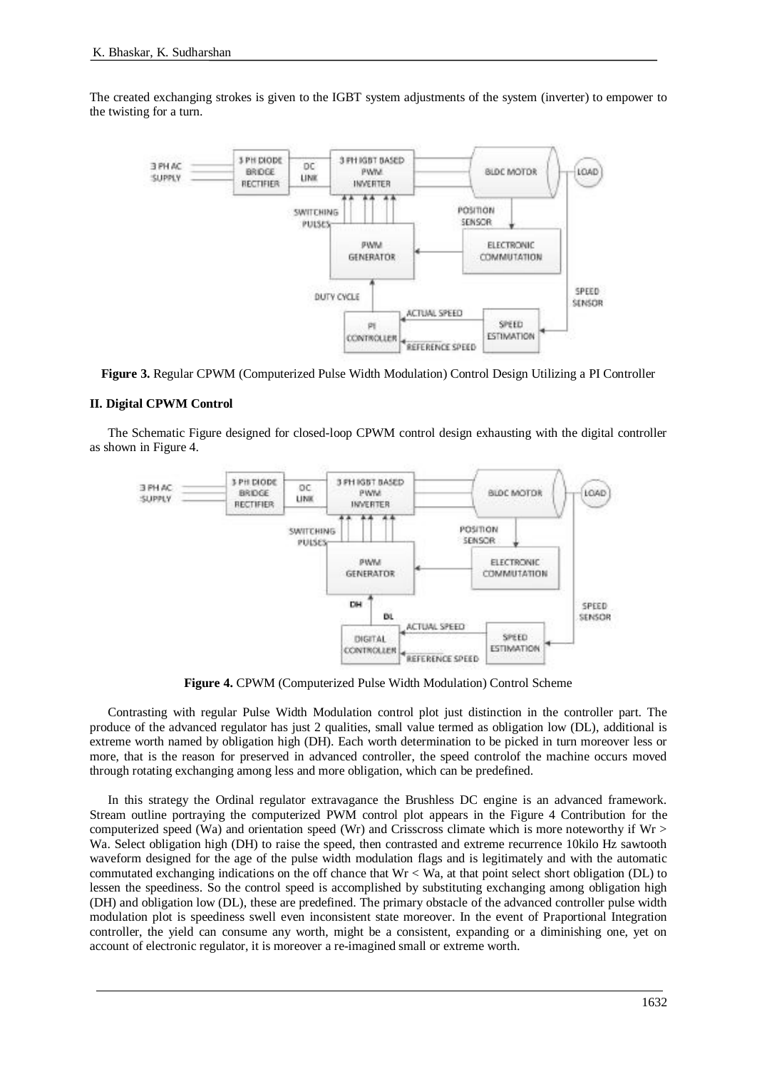The created exchanging strokes is given to the IGBT system adjustments of the system (inverter) to empower to the twisting for a turn.

**Figure 3.** Regular CPWM (Computerized Pulse Width Modulation) Control Design Utilizing a PI Controller

### II. Digital CPWM Control

The Schematic Figure designed for closed-loop CPWM control design exhausting with the digital controller as shown in Figure 4.

**Figure 4.** CPWM (Computerized Pulse Width Modulation) Control Scheme

Contrasting with regular Pulse Width Modulation control plot just distinction in the controller part. The produce of the advanced regulator has just 2 qualities, small value termed as obligation low (DL), additional is extreme worth named by obligation high (DH). Each worth determination to be picked in turn moreover less or more, that is the reason for preserved in advanced controller, the speed controlof the machine occurs moved through rotating exchanging among less and more obligation, which can be predefined.

In this strategy the Ordinal regulator extravagance the Brushless DC engine is an advanced framework. Stream outline portraying the computerized PWM control plot appears in the Figure 4 Contribution for the computerized speed (Wa) and orientation speed (Wr) and Crisscross climate which is more noteworthy if Wr > Wa. Select obligation high (DH) to raise the speed, then contrasted and extreme recurrence 10kilo Hz sawtooth waveform designed for the age of the pulse width modulation flags and is legitimately and with the automatic commutated exchanging indications on the off chance that Wr < Wa, at that point select short obligation (DL) to lessen the speediness. So the control speed is accomplished by substituting exchanging among obligation high (DH) and obligation low (DL), these are predefined. The primary obstacle of the advanced controller pulse width modulation plot is speediness swell even inconsistent state moreover. In the event of Praportional Integration controller, the yield can consume any worth, might be a consistent, expanding or a diminishing one, yet on account of electronic regulator, it is moreover a re-imagined small or extreme worth.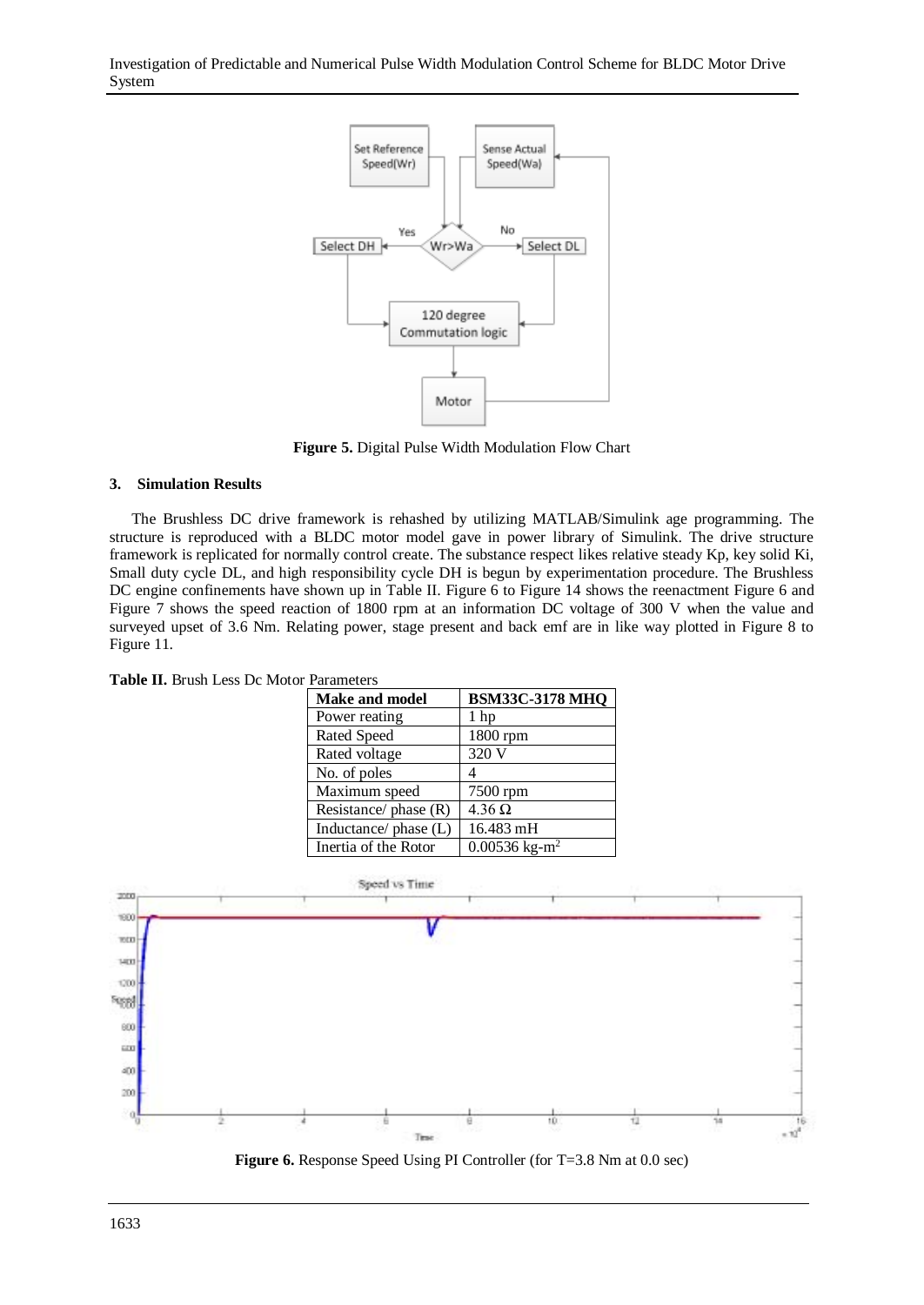**Figure 5.** Digital Pulse Width Modulation Flow Chart

### 3. Simulation Results

The Brushless DC drive framework is rehashed by utilizing MATLAB/Simulink age programming. The structure is reproduced with a BLDC motor model gave in power library of Simulink. The drive structure framework is replicated for normally control create. The substance respect likes relative steady Kp, key solid Ki, Small duty cycle DL, and high responsibility cycle DH is begun by experimentation procedure. The Brushless DC engine confinements have shown up in Table II. Figure 6 to Figure 14 shows the reenactment Figure 6 and Figure 7 shows the speed reaction of 1800 rpm at an information DC voltage of 300 V when the value and surveyed upset of 3.6 Nm. Relating power, stage present and back emf are in like way plotted in Figure 8 to Figure 11.

**Table II.** Brush Less Dc Motor Parameters

| Make and model | BSM33C-3178 MHQ |
|---|---|
| Power reating | 1 hp |
| Rated Speed | 1800 rpm |
| Rated voltage | 320 V |
| No. of poles | 4 |
| Maximum speed | 7500 rpm |
| Resistance/ phase (R) | 4.36 Ω |
| Inductance/ phase (L) | 16.483 mH |
| Inertia of the Rotor | 0.00536 kg-$m^2$ |

**Figure 6.** Response Speed Using PI Controller (for T=3.8 Nm at 0.0 sec)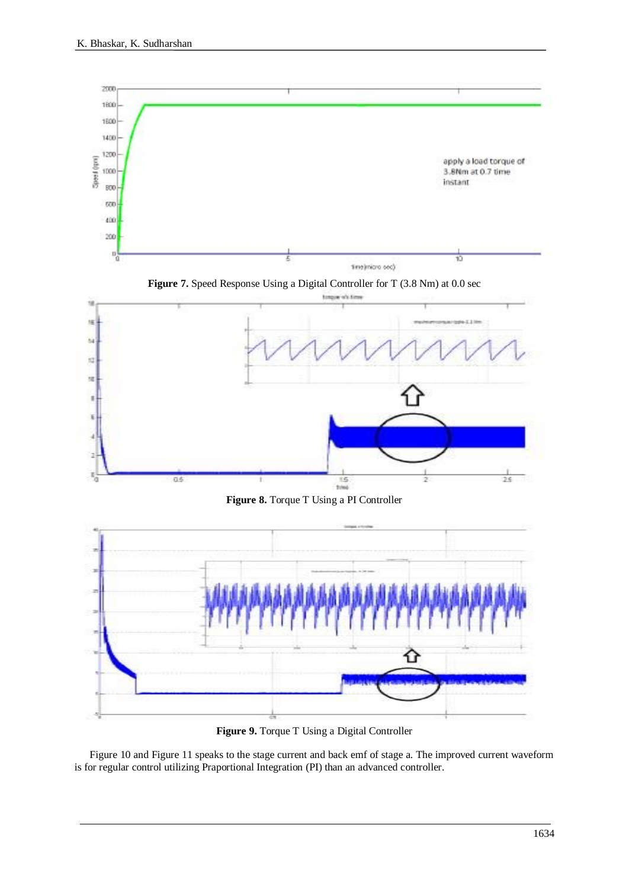**Figure 7.** Speed Response Using a Digital Controller for T (3.8 Nm) at 0.0 sec

**Figure 8.** Torque T Using a PI Controller

**Figure 9.** Torque T Using a Digital Controller

Figure 10 and Figure 11 speaks to the stage current and back emf of stage a. The improved current waveform is for regular control utilizing Praportional Integration (PI) than an advanced controller.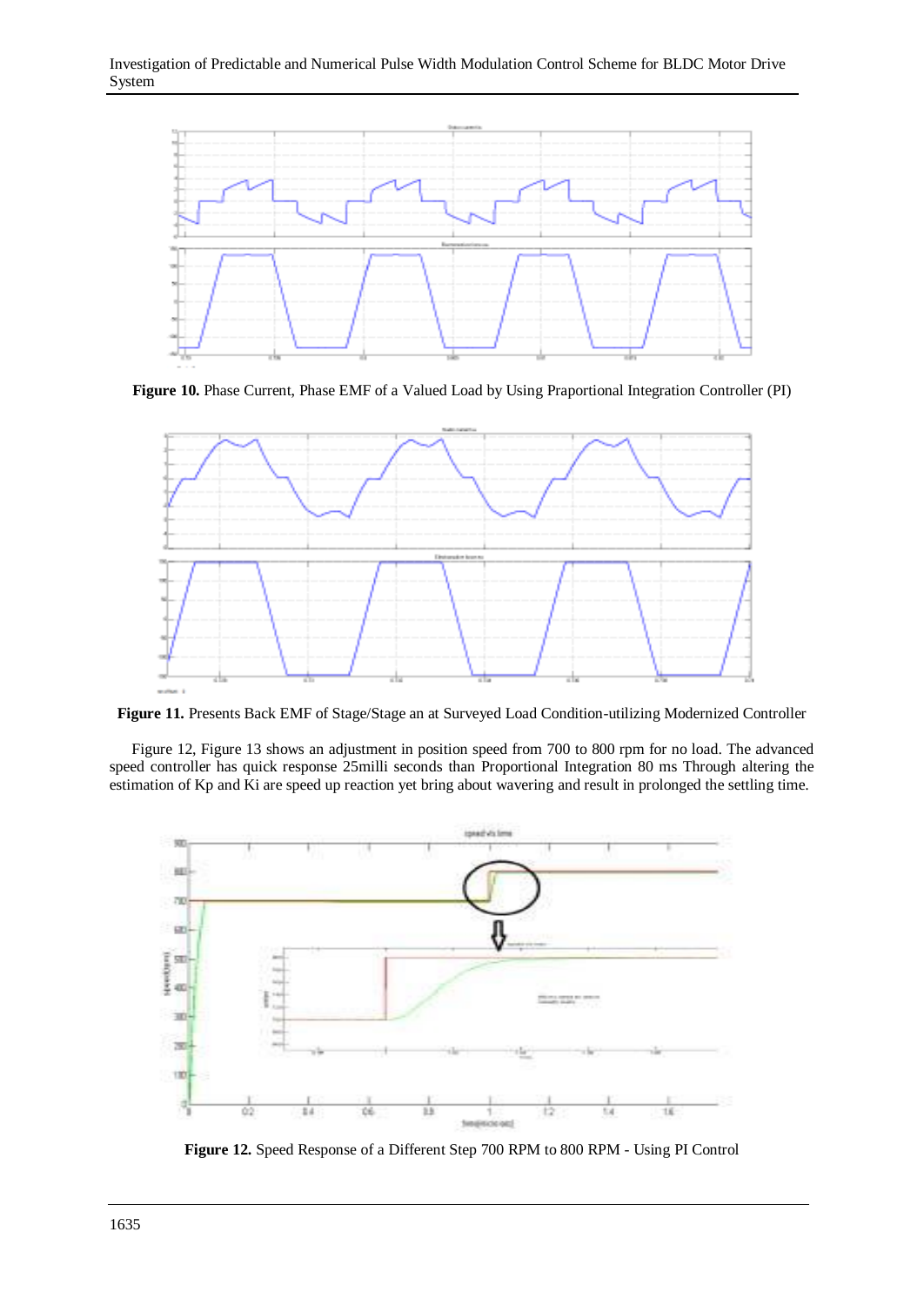**Figure 10.** Phase Current, Phase EMF of a Valued Load by Using Praportional Integration Controller (PI)

**Figure 11.** Presents Back EMF of Stage/Stage an at Surveyed Load Condition-utilizing Modernized Controller

Figure 12, Figure 13 shows an adjustment in position speed from 700 to 800 rpm for no load. The advanced speed controller has quick response 25milli seconds than Proportional Integration 80 ms Through altering the estimation of Kp and Ki are speed up reaction yet bring about wavering and result in prolonged the settling time.

**Figure 12.** Speed Response of a Different Step 700 RPM to 800 RPM - Using PI Control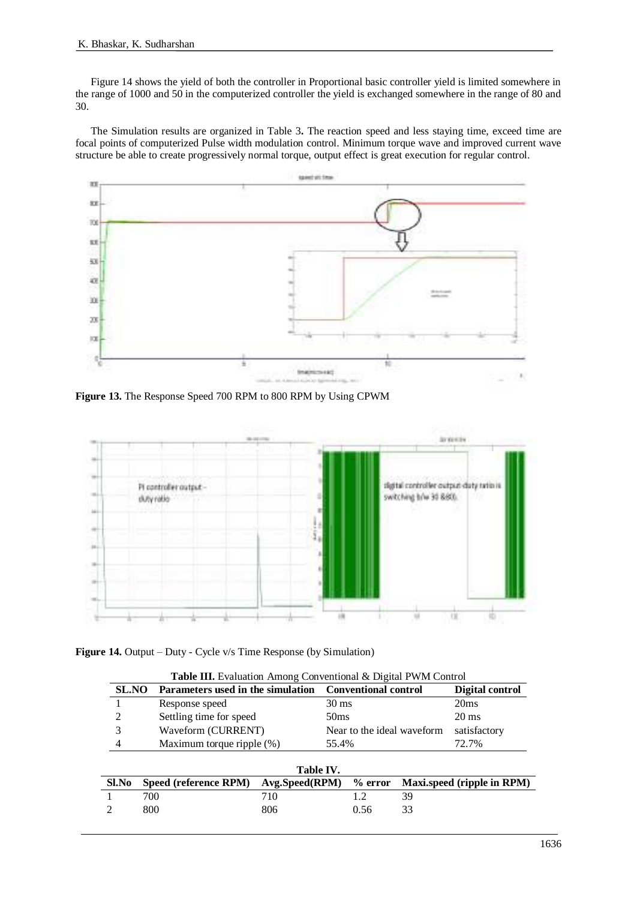Figure 14 shows the yield of both the controller in Proportional basic controller yield is limited somewhere in the range of 1000 and 50 in the computerized controller the yield is exchanged somewhere in the range of 80 and 30.

The Simulation results are organized in Table 3**.** The reaction speed and less staying time, exceed time are focal points of computerized Pulse width modulation control. Minimum torque wave and improved current wave structure be able to create progressively normal torque, output effect is great execution for regular control.

**Figure 13.** The Response Speed 700 RPM to 800 RPM by Using CPWM

**Figure 14.** Output – Duty - Cycle v/s Time Response (by Simulation)

**Table III.** Evaluation Among Conventional & Digital PWM Control

| SL.NO | Parameters used in the simulation | Conventional control | Digital control |
|---|---|---|---|
| 1 | Response speed | 30 ms | 20ms |
| 2 | Settling time for speed | 50ms | 20 ms |
| 3 | Waveform (CURRENT) | Near to the ideal waveform | satisfactory |
| 4 | Maximum torque ripple (%) | 55.4% | 72.7% |

**Table IV.**

| Sl.No | Speed (reference RPM) | Avg.Speed(RPM) | % error | Maxi.speed (ripple in RPM) |
|---|---|---|---|---|
| 1 | 700 | 710 | 1.2 | 39 |
| 2 | 800 | 806 | 0.56 | 33 |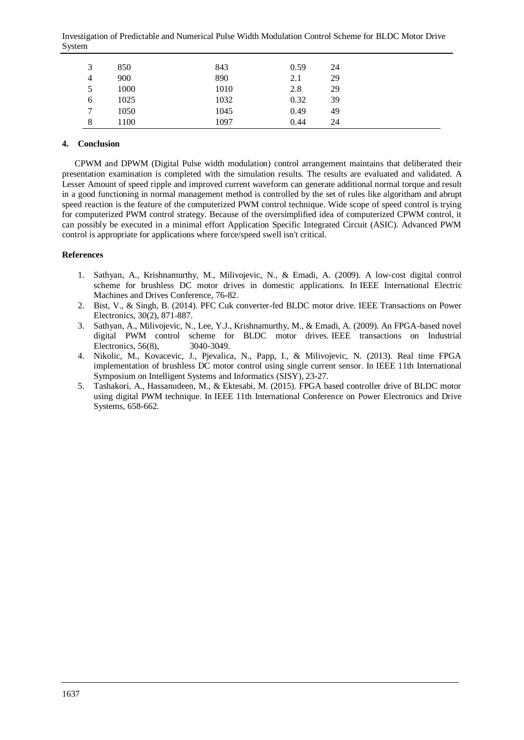| | | | | |
|---|---|---|---|---|
| 3 | 850 | 843 | 0.59 | 24 |
| 4 | 900 | 890 | 2.1 | 29 |
| 5 | 1000 | 1010 | 2.8 | 29 |
| 6 | 1025 | 1032 | 0.32 | 39 |
| 7 | 1050 | 1045 | 0.49 | 49 |
| 8 | 1100 | 1097 | 0.44 | 24 |

## 4. Conclusion

CPWM and DPWM (Digital Pulse width modulation) control arrangement maintains that deliberated their presentation examination is completed with the simulation results. The results are evaluated and validated. A Lesser Amount of speed ripple and improved current waveform can generate additional normal torque and result in a good functioning in normal management method is controlled by the set of rules like algoritham and abrupt speed reaction is the feature of the computerized PWM control technique. Wide scope of speed control is trying for computerized PWM control strategy. Because of the oversimplified idea of computerized CPWM control, it can possibly be executed in a minimal effort Application Specific Integrated Circuit (ASIC). Advanced PWM control is appropriate for applications where force/speed swell isn't critical.

## References

1. Sathyan, A., Krishnamurthy, M., Milivojevic, N., & Emadi, A. (2009). A low-cost digital control scheme for brushless DC motor drives in domestic applications. In IEEE International Electric Machines and Drives Conference, 76-82.
2. Bist, V., & Singh, B. (2014). PFC Cuk converter-fed BLDC motor drive. IEEE Transactions on Power Electronics, 30(2), 871-887.
3. Sathyan, A., Milivojevic, N., Lee, Y.J., Krishnamurthy, M., & Emadi, A. (2009). An FPGA-based novel digital PWM control scheme for BLDC motor drives. IEEE transactions on Industrial Electronics, 56(8), 3040-3049.
4. Nikolic, M., Kovacevic, J., Pjevalica, N., Papp, I., & Milivojevic, N. (2013). Real time FPGA implementation of brushless DC motor control using single current sensor. In IEEE 11th International Symposium on Intelligent Systems and Informatics (SISY), 23-27.
5. Tashakori, A., Hassanudeen, M., & Ektesabi, M. (2015). FPGA based controller drive of BLDC motor using digital PWM technique. In IEEE 11th International Conference on Power Electronics and Drive Systems, 658-662.